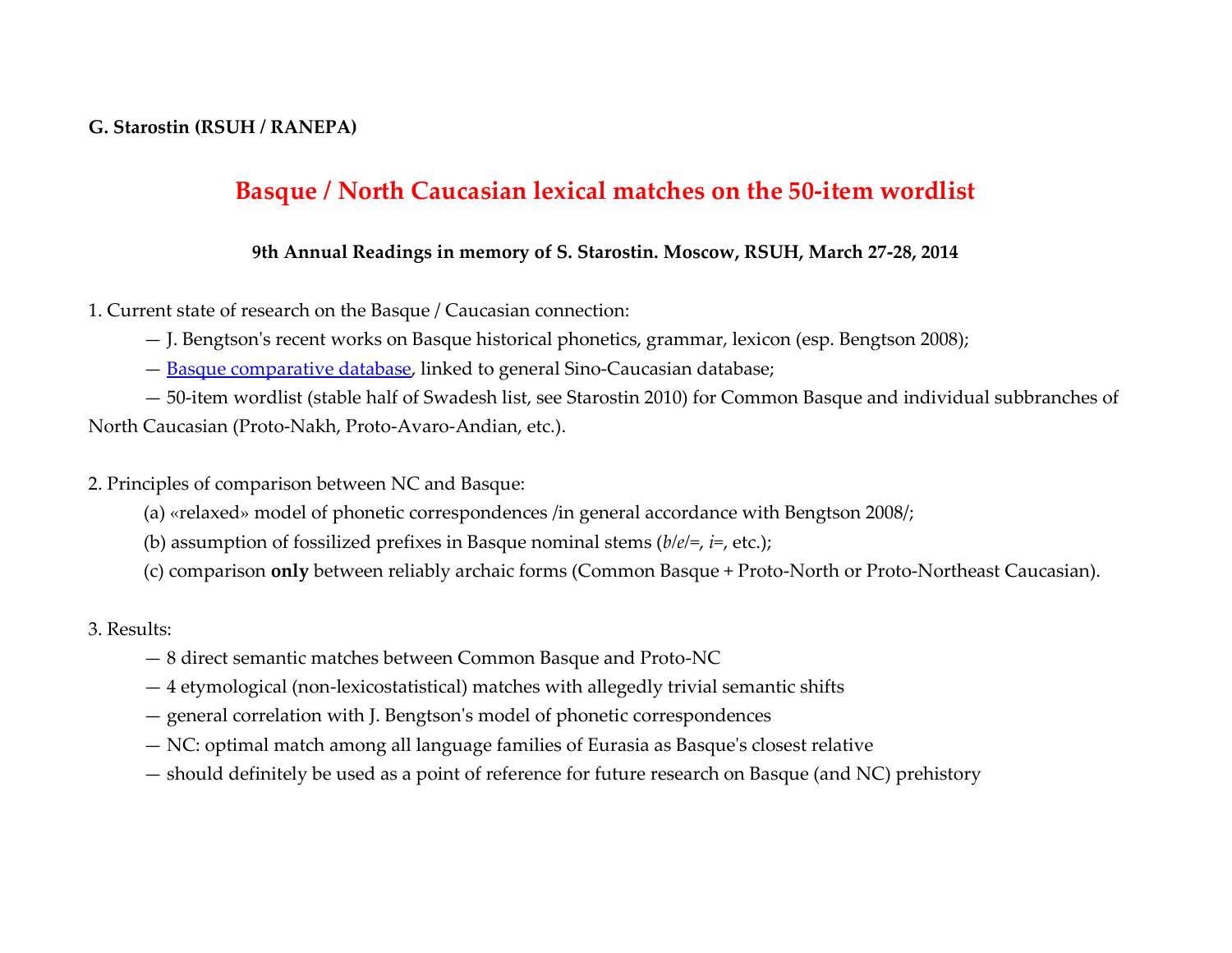**G. Starostin (RSUH / RANEPA)**

# Basque / North Caucasian lexical matches on the 50-item wordlist

**9th Annual Readings in memory of S. Starostin. Moscow, RSUH, March 27-28, 2014**

1. Current state of research on the Basque / Caucasian connection:

— J. Bengtson's recent works on Basque historical phonetics, grammar, lexicon (esp. Bengtson 2008);

— Basque comparative database, linked to general Sino-Caucasian database;

— 50-item wordlist (stable half of Swadesh list, see Starostin 2010) for Common Basque and individual subbranches of North Caucasian (Proto-Nakh, Proto-Avaro-Andian, etc.).

2. Principles of comparison between NC and Basque:

(a) «relaxed» model of phonetic correspondences /in general accordance with Bengtson 2008/;

(b) assumption of fossilized prefixes in Basque nominal stems (*b/e/=*, *i=*, etc.);

(c) comparison **only** between reliably archaic forms (Common Basque + Proto-North or Proto-Northeast Caucasian).

3. Results:

— 8 direct semantic matches between Common Basque and Proto-NC

— 4 etymological (non-lexicostatistical) matches with allegedly trivial semantic shifts

— general correlation with J. Bengtson's model of phonetic correspondences

— NC: optimal match among all language families of Eurasia as Basque's closest relative

— should definitely be used as a point of reference for future research on Basque (and NC) prehistory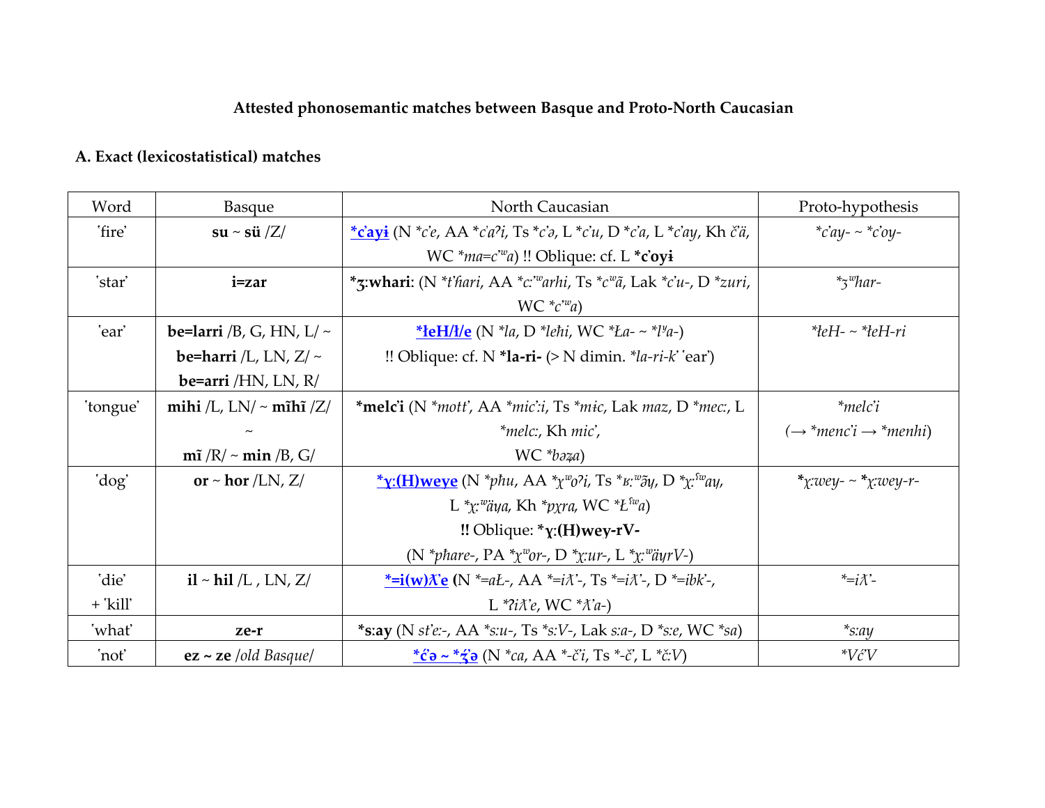**Attested phonosemantic matches between Basque and Proto-North Caucasian**

### A. Exact (lexicostatistical) matches

| Word | Basque | North Caucasian | Proto-hypothesis |
|---|---|---|---|
| 'fire' | **su** ~ **sü** /Z/ | ***c̣ayɨ** (N *c̣e*, AA *c̣aʔi*, Ts *c̣ə*, L *c̣u*, D *c̣a*, L *c̣ay*, Kh *č̣ä*, WC *ma=c̣ʷa*) !! Oblique: cf. L ***c̣oyɨ** | *c̣ay- ~ *c̣oy-* |
| 'star' | **i=zar** | ***ʒ:whari**: (N *t̕ħari*, AA *c:ʷarhi*, Ts *cʷã*, Lak *c̣u-*, D *zuri*, WC *c̣ʷa*) | *ʒʷhar-* |
| 'ear' | **be=larri** /B, G, HN, L/ ~ **be=harri** /L, LN, Z/ ~ **be=arri** /HN, LN, R/ | ***łeH/ł/e** (N *la*, D *leħi*, WC *Ła- ~ *lʸa-*) !! Oblique: cf. N ***la-ri-** (> N dimin. *la-ri-k̕* 'ear') | *łeH- ~ *łeH-ri* |
| 'tongue' | **mihi** /L, LN/ ~ **mĩhĩ** /Z/ ~ **mĩ** /R/ ~ **min** /B, G/ | ***melc̣i** (N *mott̕*, AA *mic̣:i*, Ts *mɨc*, Lak *maz*, D *mec:*, L *melc:*, Kh *mic̣*, WC *bəʒ̣a*) | *melc̣i* (→ *menc̣i* → *menhi*) |
| 'dog' | **or** ~ **hor** /LN, Z/ | ***χ:(H)weye** (N *pħu*, AA *χʷoʔi*, Ts *ʁ:ʷə̃y*, D *χ:ˤʷay*, L *χ:ʷäya*, Kh *pχra*, WC *Łˤʷa*) **!!** Oblique: ***χ:(H)wey-rV-** (N *pħare-*, PA *χʷor-*, D *χ:ur-*, L *χ:ʷäyrV-*) | ***χ:wey- ~ *χ:wey-r-** |
| 'die' + 'kill' | **il** ~ **hil** /L , LN, Z/ | ***=i(w)ƛ̣e** (N *=aŁ-*, AA *=iƛ̣-*, Ts *=iƛ̣-*, D *=ibk̕-*, L *ʔiƛ̣e*, WC *ƛ̣a-*) | *=iƛ̣-* |
| 'what' | **ze-r** | ***s:ay** (N *st̕e:-*, AA *s:u-*, Ts *s:V-*, Lak *s:a-*, D *s:e*, WC *sa*) | *s:ay* |
| 'not' | **ez** ~ **ze** /*old Basque*/ | ***ć̣ə ~ *ʒ̣́ə** (N *ca*, AA *-č̣i*, Ts *-č̣*, L *č̣:V*) | *Vć̣V* |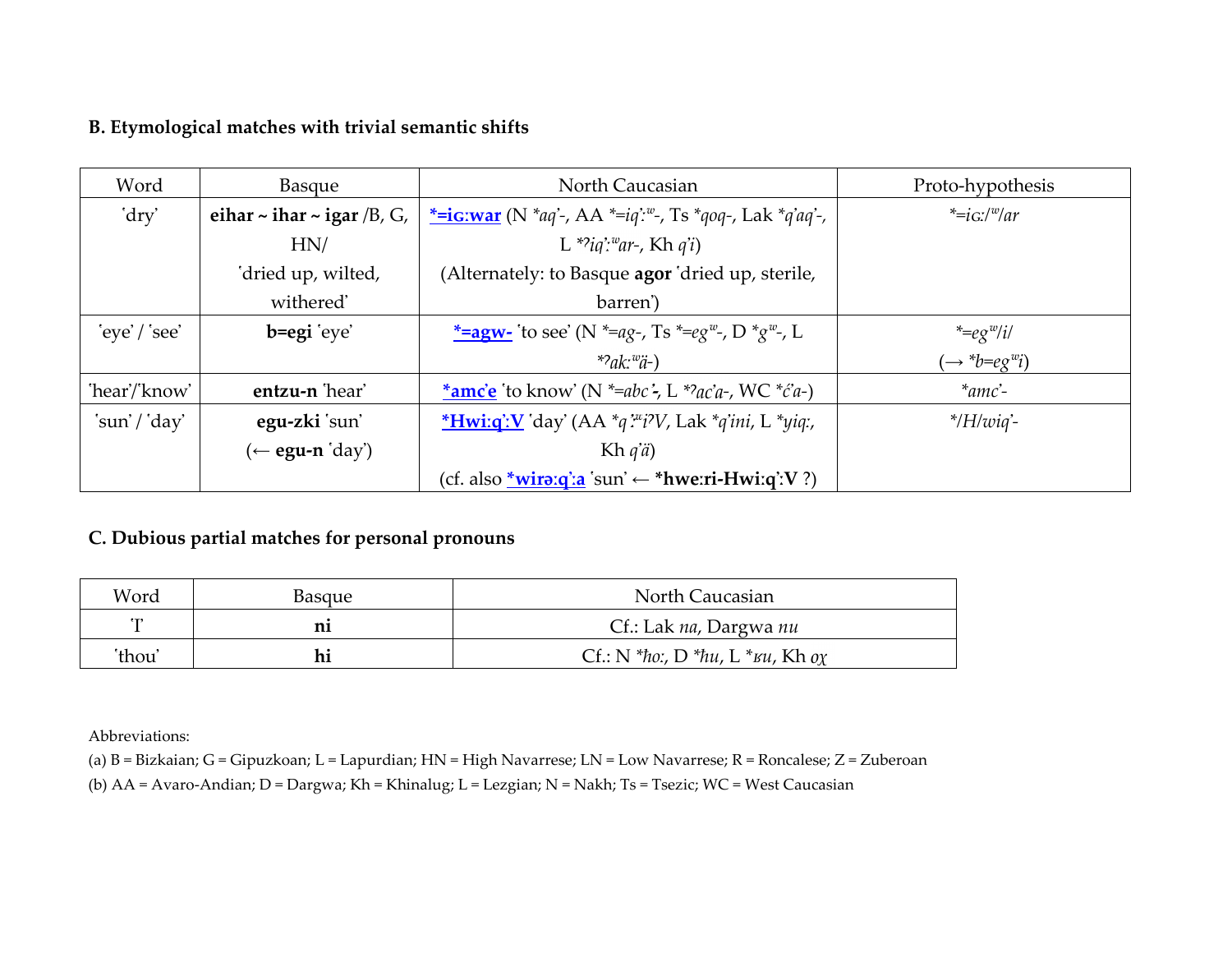### B. Etymological matches with trivial semantic shifts

| Word | Basque | North Caucasian | Proto-hypothesis |
|---|---|---|---|
| 'dry' | **eihar ~ ihar ~ igar** /B, G, HN/ 'dried up, wilted, withered' | **\*=iɢːwar** (N *\*aq̇-*, AA *\*=iq̇ːʷ-*, Ts *\*qoq-*, Lak *\*q̇aq̇-*, L *\*ʔiq̇ːʷar-*, Kh *q̇i*) (Alternately: to Basque **agor** 'dried up, sterile, barren') | *\*=iɢː/ʷ/ar* |
| 'eye' / 'see' | **b=egi** 'eye' | **\*=agw-** 'to see' (N *\*=ag-*, Ts *\*=egʷ-*, D *\*gʷ-*, L *\*ʔakːʷä-*) | *\*=egʷ/i/* (→ *\*b=egʷi*) |
| 'hear'/'know' | **entzu-n** 'hear' | **\*amc̣e** 'to know' (N *\*=abc̣-*, L *\*ʔac̣a-*, WC *\*ć̣a-*) | *\*amc̣-* |
| 'sun' / 'day' | **egu-zki** 'sun' (← **egu-n** 'day') | **\*Hwiːq̇ːV** 'day' (AA *\*q̇ːʷiʔV*, Lak *\*q̇ini*, L *\*yiqː*, Kh *q̇ä*) (cf. also **\*wirəːq̇ːa** 'sun' ← **\*hweːri-Hwiːq̇ːV** ?) | *\*/H/wiq̇-* |

### C. Dubious partial matches for personal pronouns

| Word | Basque | North Caucasian |
|---|---|---|
| 'I' | **ni** | Cf.: Lak *na*, Dargwa *nu* |
| 'thou' | **hi** | Cf.: N *\*ħoː*, D *\*ħu*, L *\*ʁu*, Kh *oχ* |

Abbreviations:

(a) B = Bizkaian; G = Gipuzkoan; L = Lapurdian; HN = High Navarrese; LN = Low Navarrese; R = Roncalese; Z = Zuberoan

(b) AA = Avaro-Andian; D = Dargwa; Kh = Khinalug; L = Lezgian; N = Nakh; Ts = Tsezic; WC = West Caucasian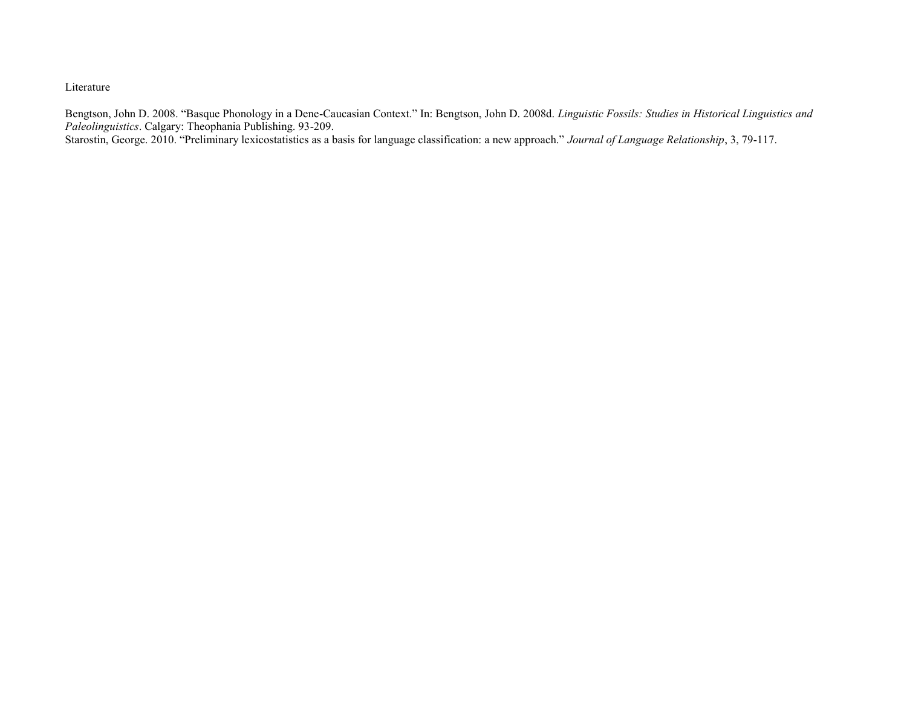Literature

Bengtson, John D. 2008. “Basque Phonology in a Dene-Caucasian Context.” In: Bengtson, John D. 2008d. *Linguistic Fossils: Studies in Historical Linguistics and Paleolinguistics*. Calgary: Theophania Publishing. 93-209.

Starostin, George. 2010. “Preliminary lexicostatistics as a basis for language classification: a new approach.” *Journal of Language Relationship*, 3, 79-117.